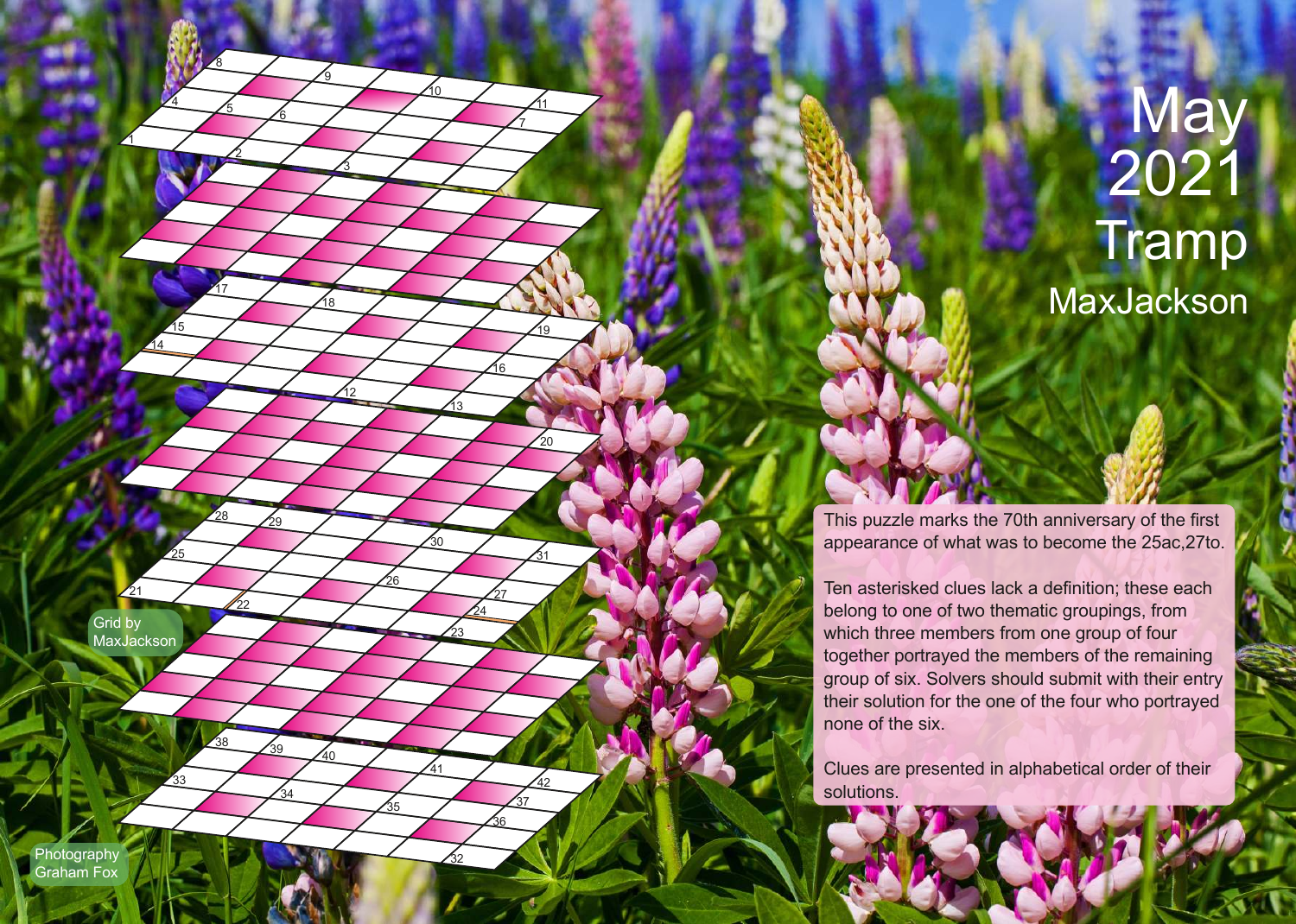# May 2021

# Tramp

## MaxJackson

This puzzle marks the 70th anniversary of the first appearance of what was to become the 25ac,27to.

Ten asterisked clues lack a definition; these each belong to one of two thematic groupings, from which three members from one group of four together portrayed the members of the remaining group of six. Solvers should submit with their entry their solution for the one of the four who portrayed none of the six.

Clues are presented in alphabetical order of their solutions.

Grid by MaxJackson

Photography Graham Fox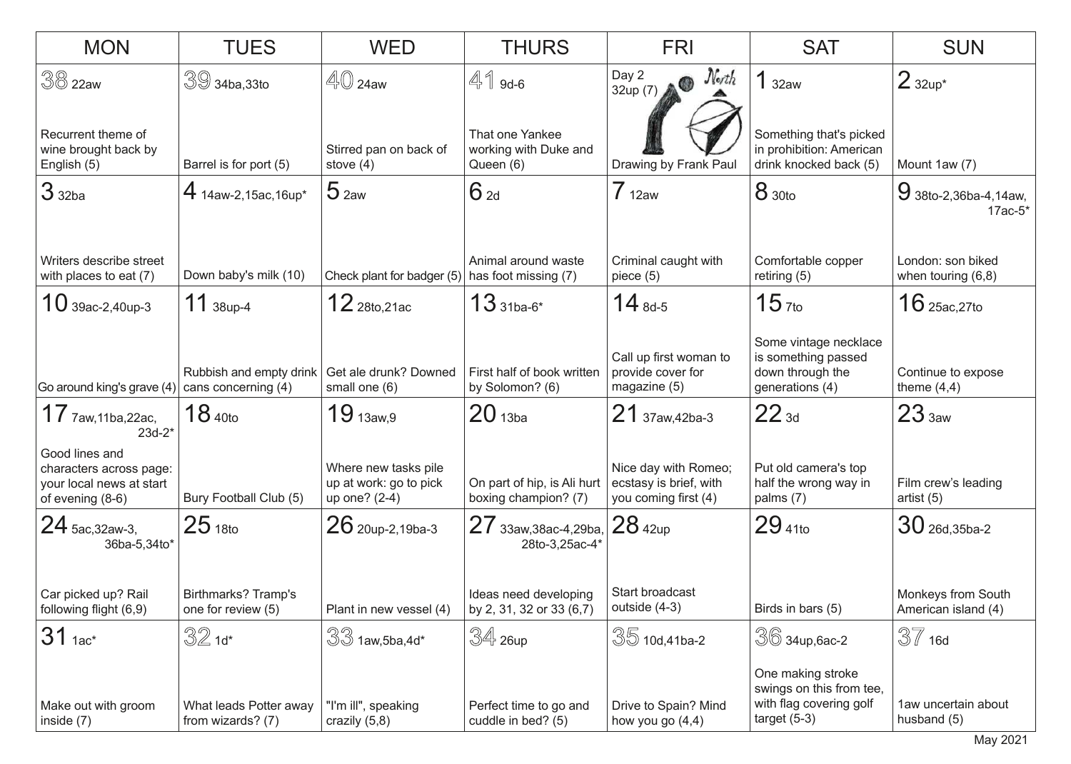| MON | TUES | WED | THURS | FRI | SAT | SUN |
|---|---|---|---|---|---|---|
| 38 22aw<br><br>Recurrent theme of wine brought back by English (5) | 39 34ba,33to<br><br>Barrel is for port (5) | 40 24aw<br><br>Stirred pan on back of stove (4) | 41 9d-6<br><br>That one Yankee working with Duke and Queen (6) | Day 2 32up (7)<br><br>Drawing by Frank Paul | 1 32aw<br><br>Something that's picked in prohibition: American drink knocked back (5) | 2 32up*<br><br>Mount 1aw (7) |
| 3 32ba<br><br>Writers describe street with places to eat (7) | 4 14aw-2,15ac,16up*<br><br>Down baby's milk (10) | 5 2aw<br><br>Check plant for badger (5) | 6 2d<br><br>Animal around waste has foot missing (7) | 7 12aw<br><br>Criminal caught with piece (5) | 8 30to<br><br>Comfortable copper retiring (5) | 9 38to-2,36ba-4,14aw, 17ac-5*<br><br>London: son biked when touring (6,8) |
| 10 39ac-2,40up-3<br><br>Go around king's grave (4) | 11 38up-4<br><br>Rubbish and empty drink cans concerning (4) | 12 28to,21ac<br><br>Get ale drunk? Downed small one (6) | 13 31ba-6*<br><br>First half of book written by Solomon? (6) | 14 8d-5<br><br>Call up first woman to provide cover for magazine (5) | 15 7to<br><br>Some vintage necklace is something passed down through the generations (4) | 16 25ac,27to<br><br>Continue to expose theme (4,4) |
| 17 7aw,11ba,22ac, 23d-2*<br><br>Good lines and characters across page: your local news at start of evening (8-6) | 18 40to<br><br>Bury Football Club (5) | 19 13aw,9<br><br>Where new tasks pile up at work: go to pick up one? (2-4) | 20 13ba<br><br>On part of hip, is Ali hurt boxing champion? (7) | 21 37aw,42ba-3<br><br>Nice day with Romeo; ecstasy is brief, with you coming first (4) | 22 3d<br><br>Put old camera's top half the wrong way in palms (7) | 23 3aw<br><br>Film crew's leading artist (5) |
| 24 5ac,32aw-3, 36ba-5,34to*<br><br>Car picked up? Rail following flight (6,9) | 25 18to<br><br>Birthmarks? Tramp's one for review (5) | 26 20up-2,19ba-3<br><br>Plant in new vessel (4) | 27 33aw,38ac-4,29ba, 28to-3,25ac-4*<br><br>Ideas need developing by 2, 31, 32 or 33 (6,7) | 28 42up<br><br>Start broadcast outside (4-3) | 29 41to<br><br>Birds in bars (5) | 30 26d,35ba-2<br><br>Monkeys from South American island (4) |
| 31 1ac*<br><br>Make out with groom inside (7) | 32 1d*<br><br>What leads Potter away from wizards? (7) | 33 1aw,5ba,4d*<br><br>"I'm ill", speaking crazily (5,8) | 34 26up<br><br>Perfect time to go and cuddle in bed? (5) | 35 10d,41ba-2<br><br>Drive to Spain? Mind how you go (4,4) | 36 34up,6ac-2<br><br>One making stroke swings on this from tee, with flag covering golf target (5-3) | 37 16d<br><br>1aw uncertain about husband (5) |

May 2021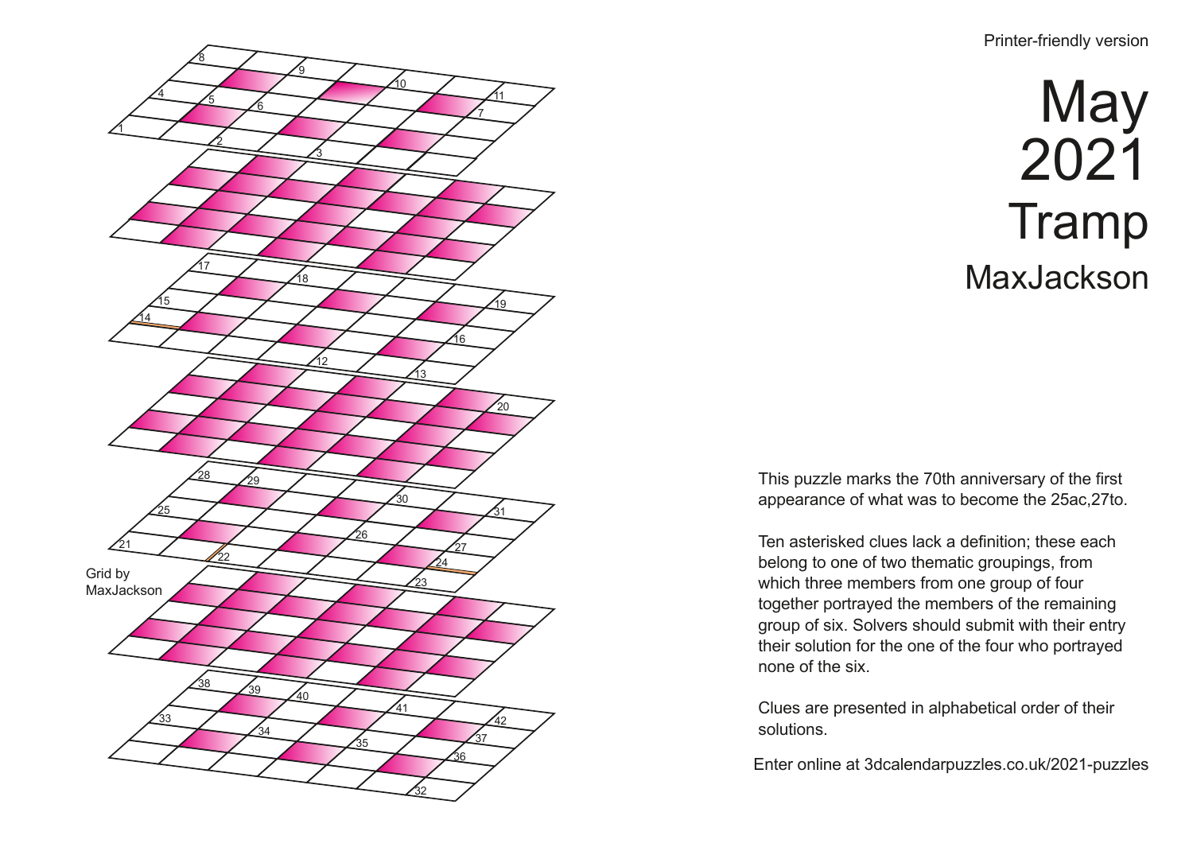Printer-friendly version

# May 2021

# Tramp

## MaxJackson

Grid by MaxJackson

This puzzle marks the 70th anniversary of the first appearance of what was to become the 25ac,27to.

Ten asterisked clues lack a definition; these each belong to one of two thematic groupings, from which three members from one group of four together portrayed the members of the remaining group of six. Solvers should submit with their entry their solution for the one of the four who portrayed none of the six.

Clues are presented in alphabetical order of their solutions.

Enter online at 3dcalendarpuzzles.co.uk/2021-puzzles